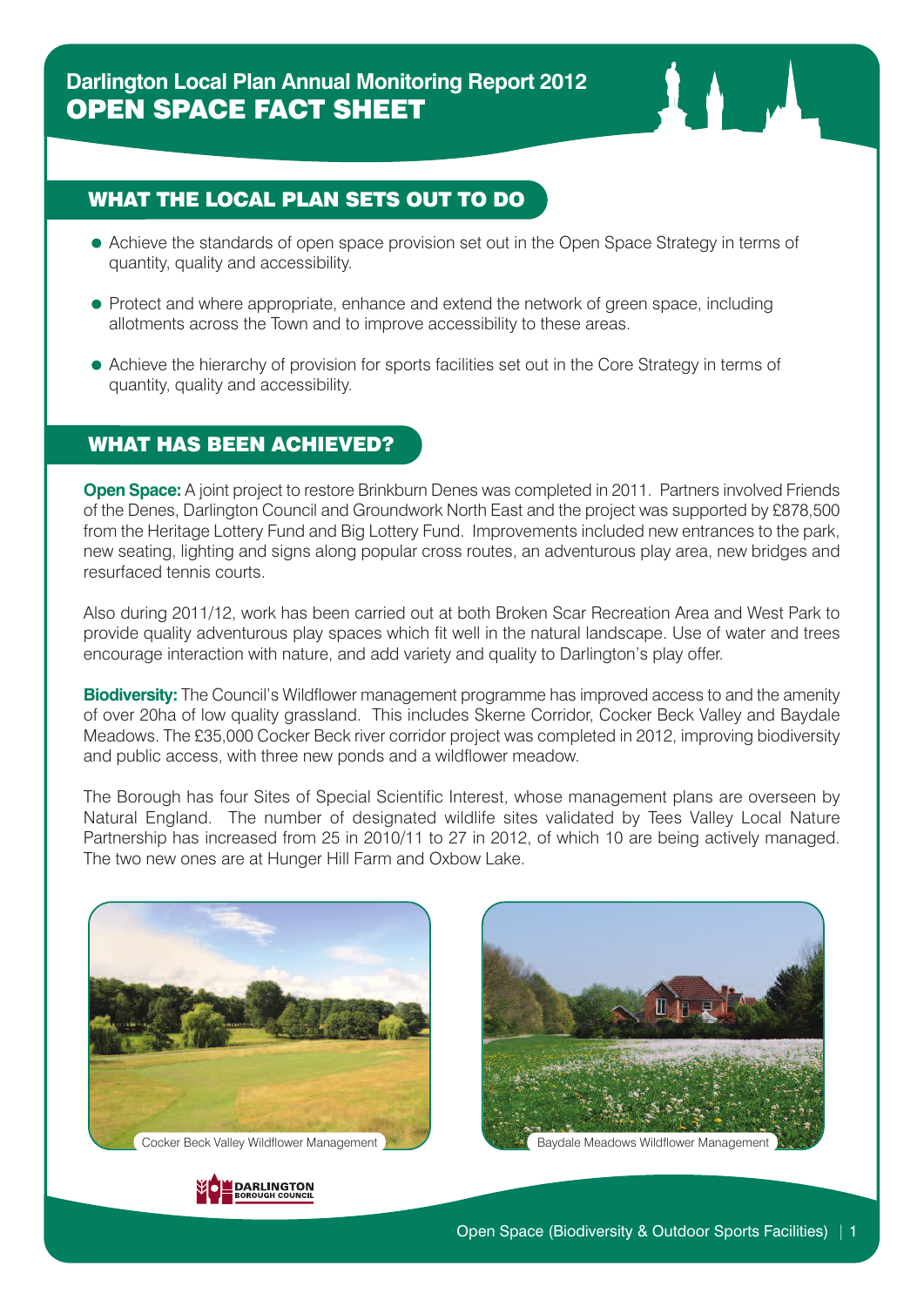# Darlington Local Plan Annual Monitoring Report 2012

# OPEN SPACE FACT SHEET

## WHAT THE LOCAL PLAN SETS OUT TO DO

- Achieve the standards of open space provision set out in the Open Space Strategy in terms of quantity, quality and accessibility.
- Protect and where appropriate, enhance and extend the network of green space, including allotments across the Town and to improve accessibility to these areas.
- Achieve the hierarchy of provision for sports facilities set out in the Core Strategy in terms of quantity, quality and accessibility.

## WHAT HAS BEEN ACHIEVED?

**Open Space:** A joint project to restore Brinkburn Denes was completed in 2011. Partners involved Friends of the Denes, Darlington Council and Groundwork North East and the project was supported by £878,500 from the Heritage Lottery Fund and Big Lottery Fund. Improvements included new entrances to the park, new seating, lighting and signs along popular cross routes, an adventurous play area, new bridges and resurfaced tennis courts.

Also during 2011/12, work has been carried out at both Broken Scar Recreation Area and West Park to provide quality adventurous play spaces which fit well in the natural landscape. Use of water and trees encourage interaction with nature, and add variety and quality to Darlington's play offer.

**Biodiversity:** The Council's Wildflower management programme has improved access to and the amenity of over 20ha of low quality grassland. This includes Skerne Corridor, Cocker Beck Valley and Baydale Meadows. The £35,000 Cocker Beck river corridor project was completed in 2012, improving biodiversity and public access, with three new ponds and a wildflower meadow.

The Borough has four Sites of Special Scientific Interest, whose management plans are overseen by Natural England. The number of designated wildlife sites validated by Tees Valley Local Nature Partnership has increased from 25 in 2010/11 to 27 in 2012, of which 10 are being actively managed. The two new ones are at Hunger Hill Farm and Oxbow Lake.

Cocker Beck Valley Wildflower Management

Baydale Meadows Wildflower Management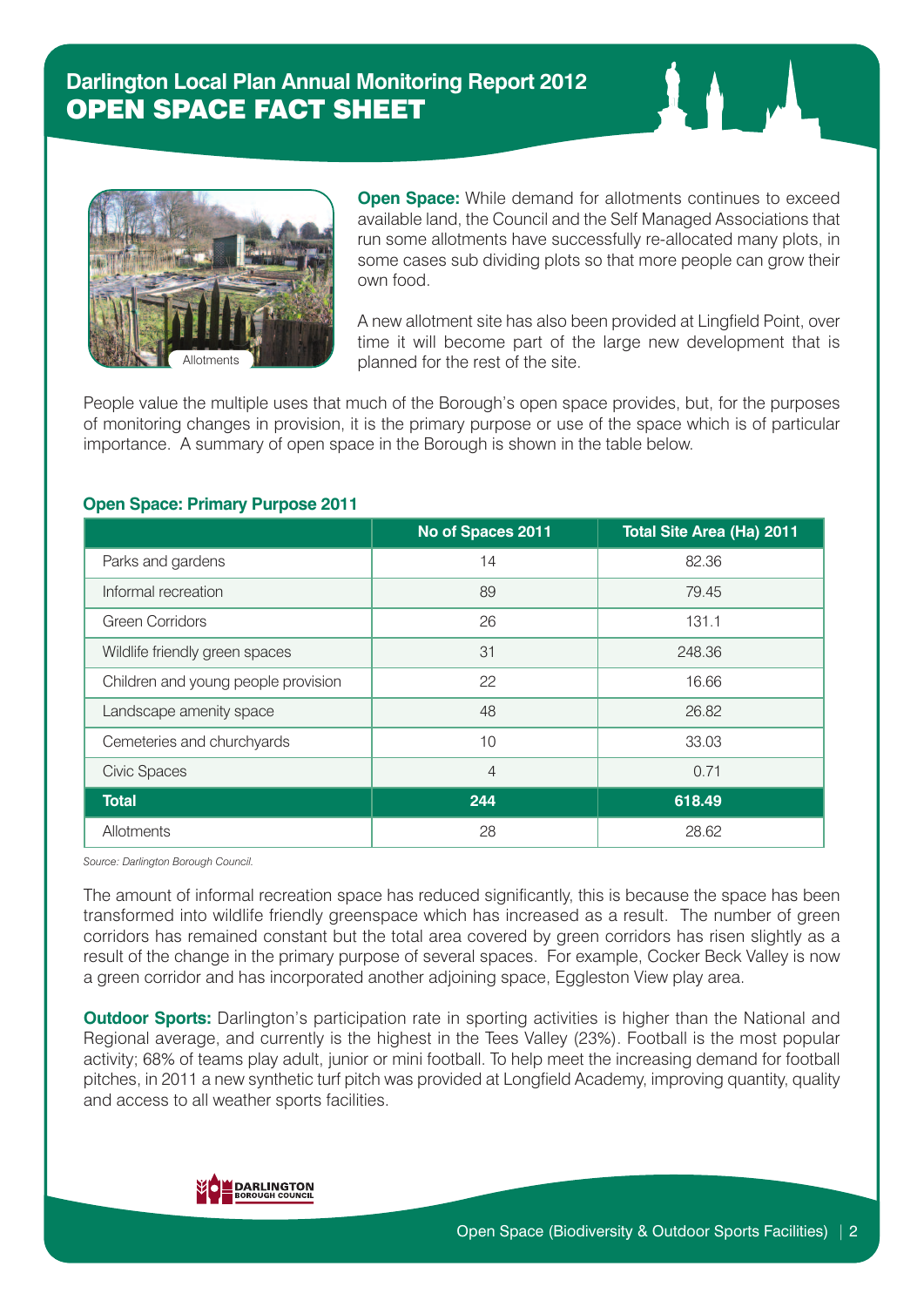# Darlington Local Plan Annual Monitoring Report 2012
## OPEN SPACE FACT SHEET

Allotments

**Open Space:** While demand for allotments continues to exceed available land, the Council and the Self Managed Associations that run some allotments have successfully re-allocated many plots, in some cases sub dividing plots so that more people can grow their own food.

A new allotment site has also been provided at Lingfield Point, over time it will become part of the large new development that is planned for the rest of the site.

People value the multiple uses that much of the Borough's open space provides, but, for the purposes of monitoring changes in provision, it is the primary purpose or use of the space which is of particular importance. A summary of open space in the Borough is shown in the table below.

**Open Space: Primary Purpose 2011**

| | No of Spaces 2011 | Total Site Area (Ha) 2011 |
|---|---|---|
| Parks and gardens | 14 | 82.36 |
| Informal recreation | 89 | 79.45 |
| Green Corridors | 26 | 131.1 |
| Wildlife friendly green spaces | 31 | 248.36 |
| Children and young people provision | 22 | 16.66 |
| Landscape amenity space | 48 | 26.82 |
| Cemeteries and churchyards | 10 | 33.03 |
| Civic Spaces | 4 | 0.71 |
| **Total** | **244** | **618.49** |
| Allotments | 28 | 28.62 |

*Source: Darlington Borough Council.*

The amount of informal recreation space has reduced significantly, this is because the space has been transformed into wildlife friendly greenspace which has increased as a result. The number of green corridors has remained constant but the total area covered by green corridors has risen slightly as a result of the change in the primary purpose of several spaces. For example, Cocker Beck Valley is now a green corridor and has incorporated another adjoining space, Eggleston View play area.

**Outdoor Sports:** Darlington's participation rate in sporting activities is higher than the National and Regional average, and currently is the highest in the Tees Valley (23%). Football is the most popular activity; 68% of teams play adult, junior or mini football. To help meet the increasing demand for football pitches, in 2011 a new synthetic turf pitch was provided at Longfield Academy, improving quantity, quality and access to all weather sports facilities.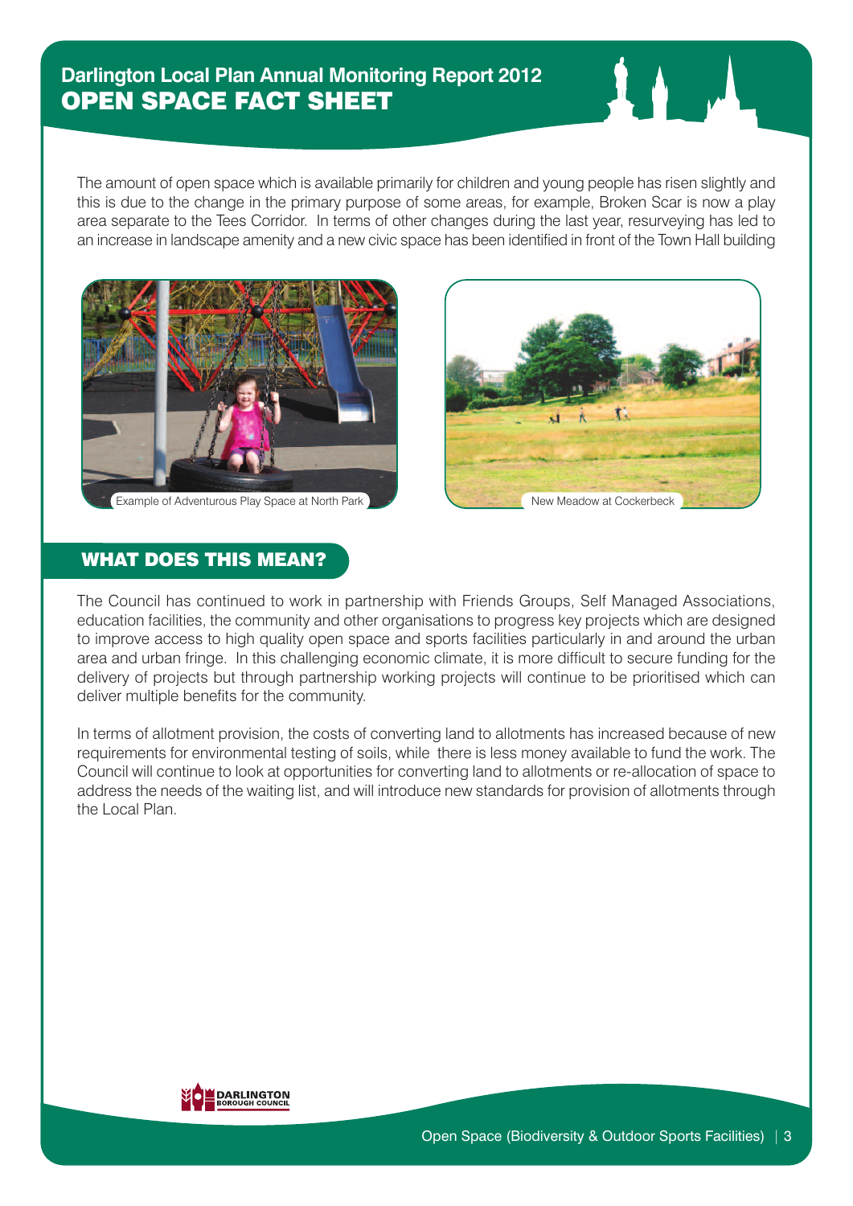# Darlington Local Plan Annual Monitoring Report 2012
## OPEN SPACE FACT SHEET

The amount of open space which is available primarily for children and young people has risen slightly and this is due to the change in the primary purpose of some areas, for example, Broken Scar is now a play area separate to the Tees Corridor. In terms of other changes during the last year, resurveying has led to an increase in landscape amenity and a new civic space has been identified in front of the Town Hall building

Example of Adventurous Play Space at North Park

New Meadow at Cockerbeck

## WHAT DOES THIS MEAN?

The Council has continued to work in partnership with Friends Groups, Self Managed Associations, education facilities, the community and other organisations to progress key projects which are designed to improve access to high quality open space and sports facilities particularly in and around the urban area and urban fringe. In this challenging economic climate, it is more difficult to secure funding for the delivery of projects but through partnership working projects will continue to be prioritised which can deliver multiple benefits for the community.

In terms of allotment provision, the costs of converting land to allotments has increased because of new requirements for environmental testing of soils, while there is less money available to fund the work. The Council will continue to look at opportunities for converting land to allotments or re-allocation of space to address the needs of the waiting list, and will introduce new standards for provision of allotments through the Local Plan.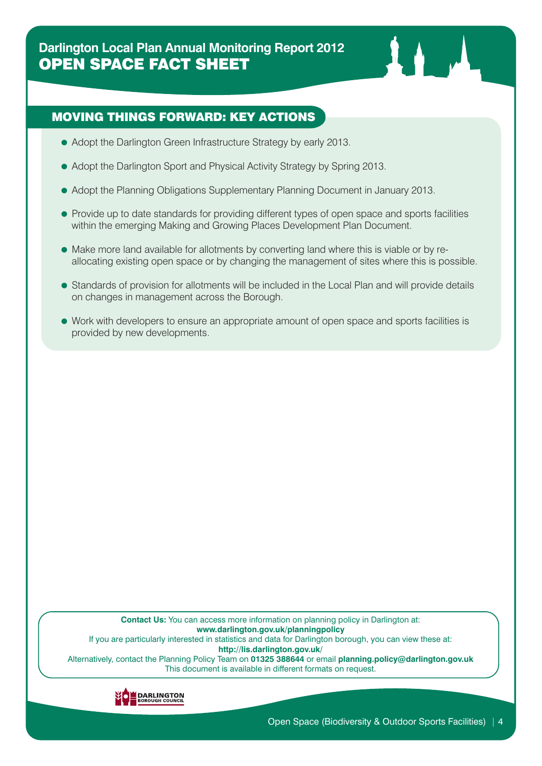# Darlington Local Plan Annual Monitoring Report 2012
# OPEN SPACE FACT SHEET

## MOVING THINGS FORWARD: KEY ACTIONS

- Adopt the Darlington Green Infrastructure Strategy by early 2013.
- Adopt the Darlington Sport and Physical Activity Strategy by Spring 2013.
- Adopt the Planning Obligations Supplementary Planning Document in January 2013.
- Provide up to date standards for providing different types of open space and sports facilities within the emerging Making and Growing Places Development Plan Document.
- Make more land available for allotments by converting land where this is viable or by re-allocating existing open space or by changing the management of sites where this is possible.
- Standards of provision for allotments will be included in the Local Plan and will provide details on changes in management across the Borough.
- Work with developers to ensure an appropriate amount of open space and sports facilities is provided by new developments.

**Contact Us:** You can access more information on planning policy in Darlington at:
**www.darlington.gov.uk/planningpolicy**
If you are particularly interested in statistics and data for Darlington borough, you can view these at:
**http://lis.darlington.gov.uk/**
Alternatively, contact the Planning Policy Team on **01325 388644** or email **planning.policy@darlington.gov.uk**
This document is available in different formats on request.

DARLINGTON BOROUGH COUNCIL

Open Space (Biodiversity & Outdoor Sports Facilities)